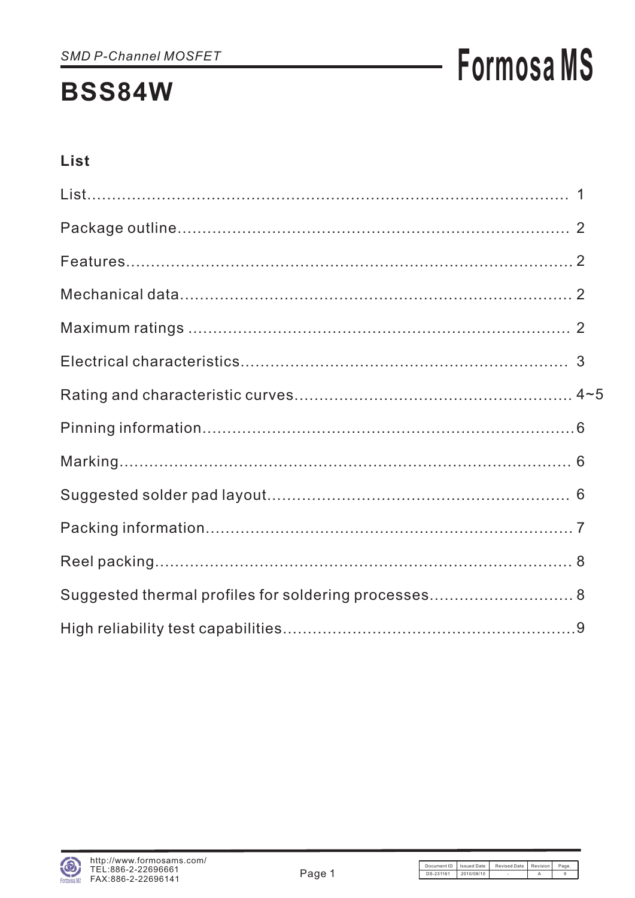*SMD P-Channel MOSFET*

# BSS84W

Formosa MS

## List

| Section | Page |
|---|---|
| List | 1 |
| Package outline | 2 |
| Features | 2 |
| Mechanical data | 2 |
| Maximum ratings | 2 |
| Electrical characteristics | 3 |
| Rating and characteristic curves | 4~5 |
| Pinning information | 6 |
| Marking | 6 |
| Suggested solder pad layout | 6 |
| Packing information | 7 |
| Reel packing | 8 |
| Suggested thermal profiles for soldering processes | 8 |
| High reliability test capabilities | 9 |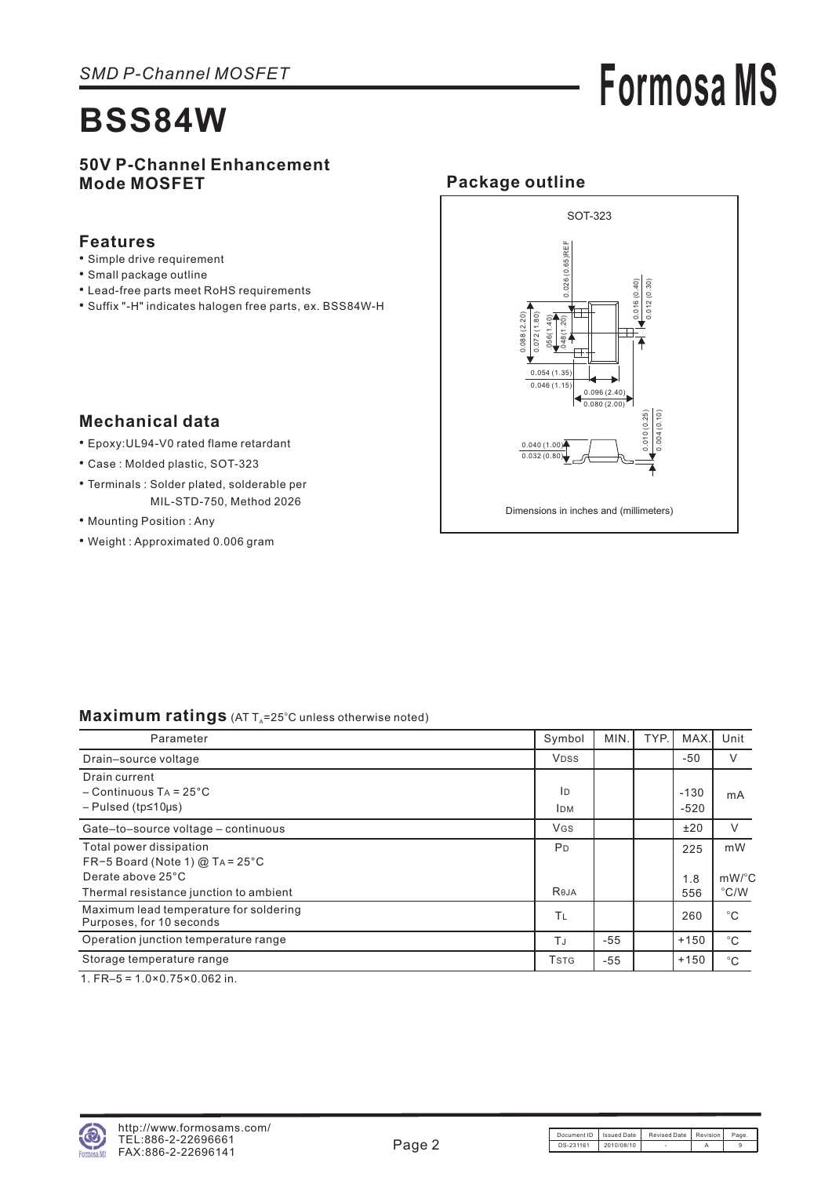*SMD P-Channel MOSFET*

# BSS84W

**Formosa MS**

## 50V P-Channel Enhancement Mode MOSFET

### Features

- Simple drive requirement
- Small package outline
- Lead-free parts meet RoHS requirements
- Suffix "-H" indicates halogen free parts, ex. BSS84W-H

### Mechanical data

- Epoxy:UL94-V0 rated flame retardant
- Case : Molded plastic, SOT-323
- Terminals : Solder plated, solderable per MIL-STD-750, Method 2026
- Mounting Position : Any
- Weight : Approximated 0.006 gram

### Package outline

SOT-323

0.026 (0.65)REF

0.016 (0.40)
0.012 (0.30)

0.088 (2.20)
0.072 (1.80)

.056(1.40)
.048(1.20)

0.054 (1.35)
0.046 (1.15)

0.096 (2.40)
0.080 (2.00)

0.010 (0.25)
0.004 (0.10)

0.040 (1.00)
0.032 (0.80)

Dimensions in inches and (millimeters)

### Maximum ratings (AT $T_A$=25°C unless otherwise noted)

| Parameter | Symbol | MIN. | TYP. | MAX. | Unit |
|---|---|---|---|---|---|
| Drain–source voltage | $V_{DSS}$ | | | -50 | V |
| Drain current<br>– Continuous $T_A$ = 25°C<br>– Pulsed (tp≤10μs) | $I_D$<br>$I_{DM}$ | | | -130<br>-520 | mA |
| Gate–to–source voltage – continuous | $V_{GS}$ | | | ±20 | V |
| Total power dissipation<br>FR−5 Board (Note 1) @ $T_A$ = 25°C<br>Derate above 25°C<br>Thermal resistance junction to ambient | $P_D$<br><br><br>$R_{\theta JA}$ | | | 225<br><br>1.8<br>556 | mW<br><br>mW/°C<br>°C/W |
| Maximum lead temperature for soldering Purposes, for 10 seconds | $T_L$ | | | 260 | °C |
| Operation junction temperature range | $T_J$ | -55 | | +150 | °C |
| Storage temperature range | $T_{STG}$ | -55 | | +150 | °C |

1. FR–5 = 1.0×0.75×0.062 in.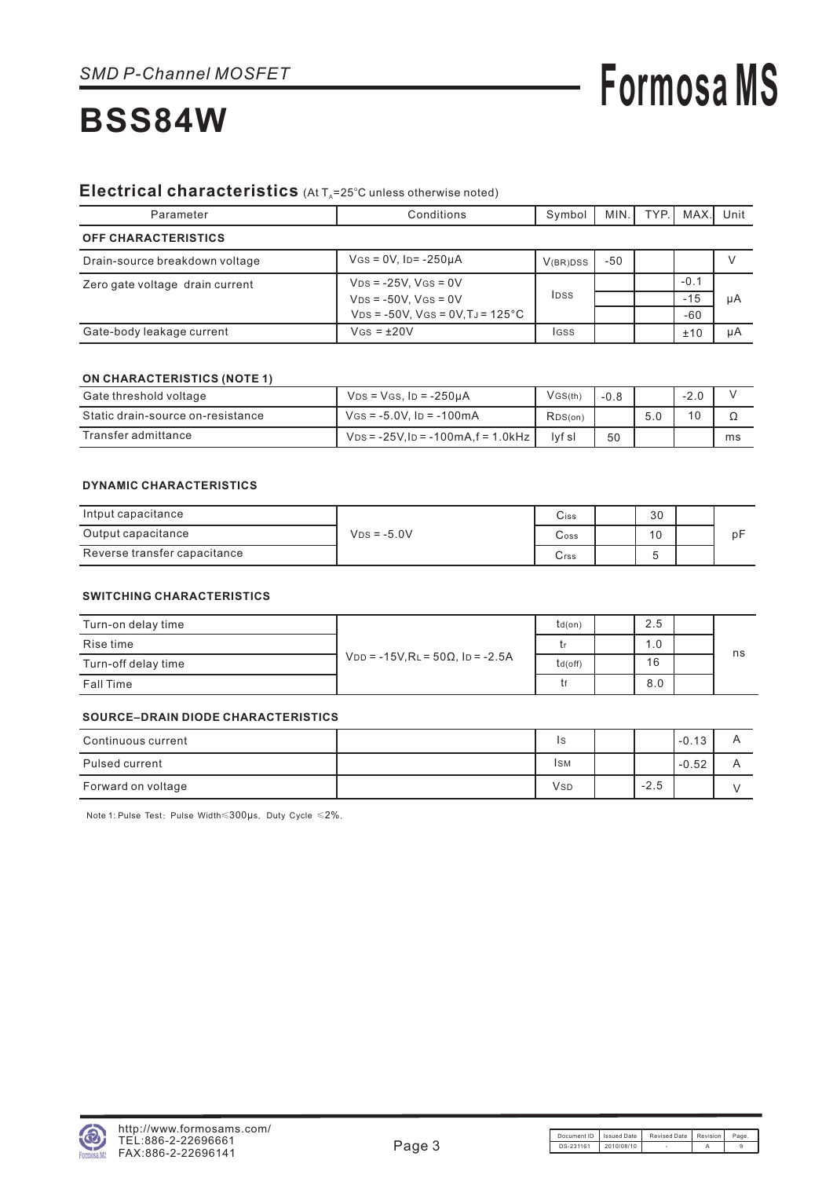*SMD P-Channel MOSFET*

# BSS84W

## Electrical characteristics (At $T_A$=25°C unless otherwise noted)

| Parameter | Conditions | Symbol | MIN. | TYP. | MAX. | Unit |
|---|---|---|---|---|---|---|
| **OFF CHARACTERISTICS** | | | | | | |
| Drain-source breakdown voltage | $V_{GS}$ = 0V, $I_D$= -250μA | $V_{(BR)DSS}$ | -50 | | | V |
| Zero gate voltage drain current | $V_{DS}$ = -25V, $V_{GS}$ = 0V | $I_{DSS}$ | | | -0.1 | μA |
| | $V_{DS}$ = -50V, $V_{GS}$ = 0V | | | | -15 | |
| | $V_{DS}$ = -50V, $V_{GS}$ = 0V,$T_J$ = 125°C | | | | -60 | |
| Gate-body leakage current | $V_{GS}$ = ±20V | $I_{GSS}$ | | | ±10 | μA |

**ON CHARACTERISTICS (NOTE 1)**

| Parameter | Conditions | Symbol | MIN. | TYP. | MAX. | Unit |
|---|---|---|---|---|---|---|
| Gate threshold voltage | $V_{DS}$ = $V_{GS}$, $I_D$ = -250μA | $V_{GS(th)}$ | -0.8 | | -2.0 | V |
| Static drain-source on-resistance | $V_{GS}$ = -5.0V, $I_D$ = -100mA | $R_{DS(on)}$ | | 5.0 | 10 | Ω |
| Transfer admittance | $V_{DS}$ = -25V,$I_D$ = -100mA,f = 1.0kHz | lyf sl | 50 | | | ms |

**DYNAMIC CHARACTERISTICS**

| Parameter | Conditions | Symbol | MIN. | TYP. | MAX. | Unit |
|---|---|---|---|---|---|---|
| Intput capacitance | $V_{DS}$ = -5.0V | $C_{iss}$ | | 30 | | pF |
| Output capacitance | | $C_{oss}$ | | 10 | | |
| Reverse transfer capacitance | | $C_{rss}$ | | 5 | | |

**SWITCHING CHARACTERISTICS**

| Parameter | Conditions | Symbol | MIN. | TYP. | MAX. | Unit |
|---|---|---|---|---|---|---|
| Turn-on delay time | $V_{DD}$ = -15V,$R_L$ = 50Ω, $I_D$ = -2.5A | $t_{d(on)}$ | | 2.5 | | ns |
| Rise time | | $t_r$ | | 1.0 | | |
| Turn-off delay time | | $t_{d(off)}$ | | 16 | | |
| Fall Time | | $t_f$ | | 8.0 | | |

**SOURCE–DRAIN DIODE CHARACTERISTICS**

| Parameter | Conditions | Symbol | MIN. | TYP. | MAX. | Unit |
|---|---|---|---|---|---|---|
| Continuous current | | $I_S$ | | | -0.13 | A |
| Pulsed current | | $I_{SM}$ | | | -0.52 | A |
| Forward on voltage | | $V_{SD}$ | | -2.5 | | V |

Note 1: Pulse Test; Pulse Width≤300μs, Duty Cycle ≤2%.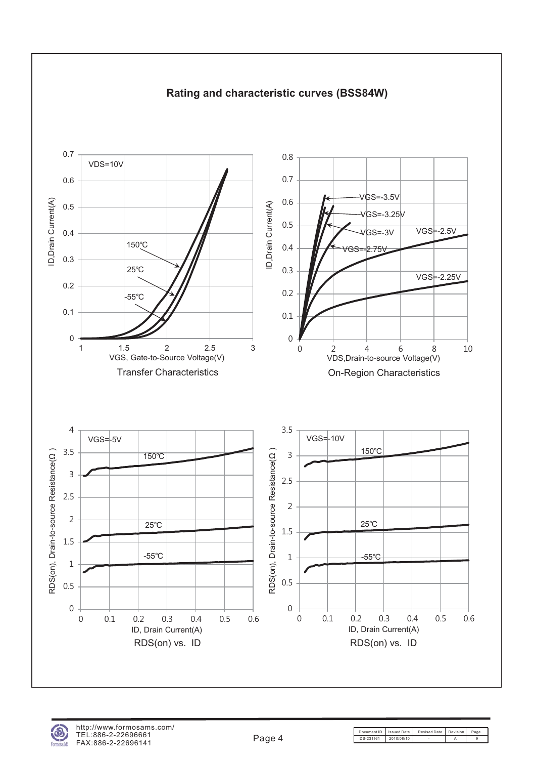## Rating and characteristic curves (BSS84W)

Transfer Characteristics

On-Region Characteristics

RDS(on) vs. ID

RDS(on) vs. ID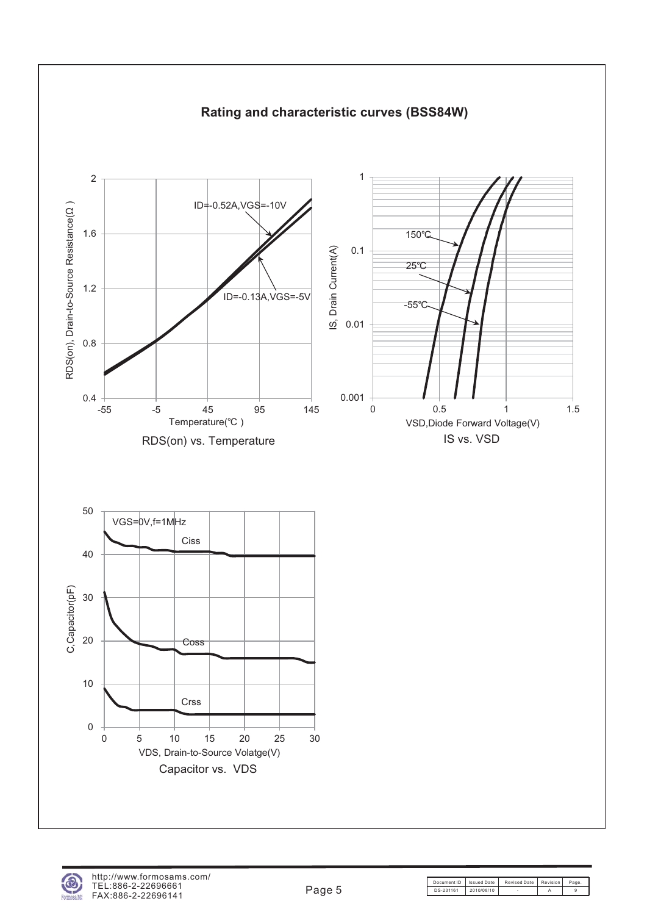## Rating and characteristic curves (BSS84W)

RDS(on) vs. Temperature

IS vs. VSD

Capacitor vs. VDS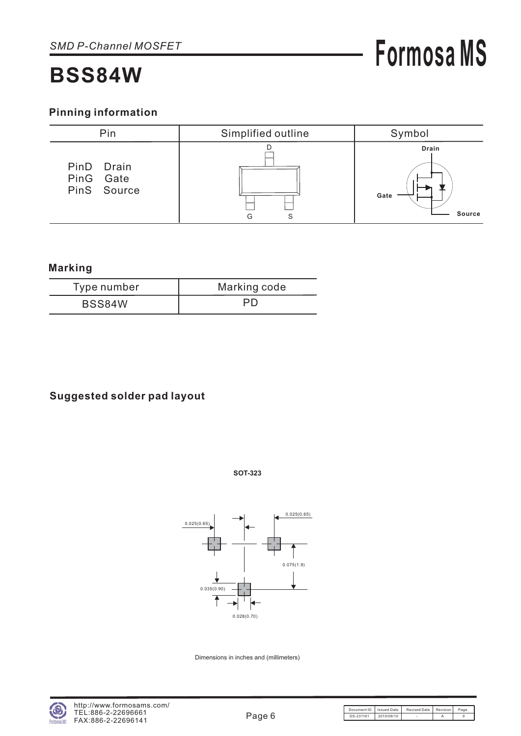*SMD P-Channel MOSFET*

# BSS84W

## Pinning information

| Pin | Simplified outline | Symbol |
| --- | --- | --- |
| PinD Drain<br>PinG Gate<br>PinS Source | D<br>G S | Drain<br>Gate<br>Source |

## Marking

| Type number | Marking code |
| --- | --- |
| BSS84W | PD |

## Suggested solder pad layout

**SOT-323**

0.025(0.65)

0.025(0.65)

0.075(1.9)

0.035(0.90)

0.028(0.70)

Dimensions in inches and (millimeters)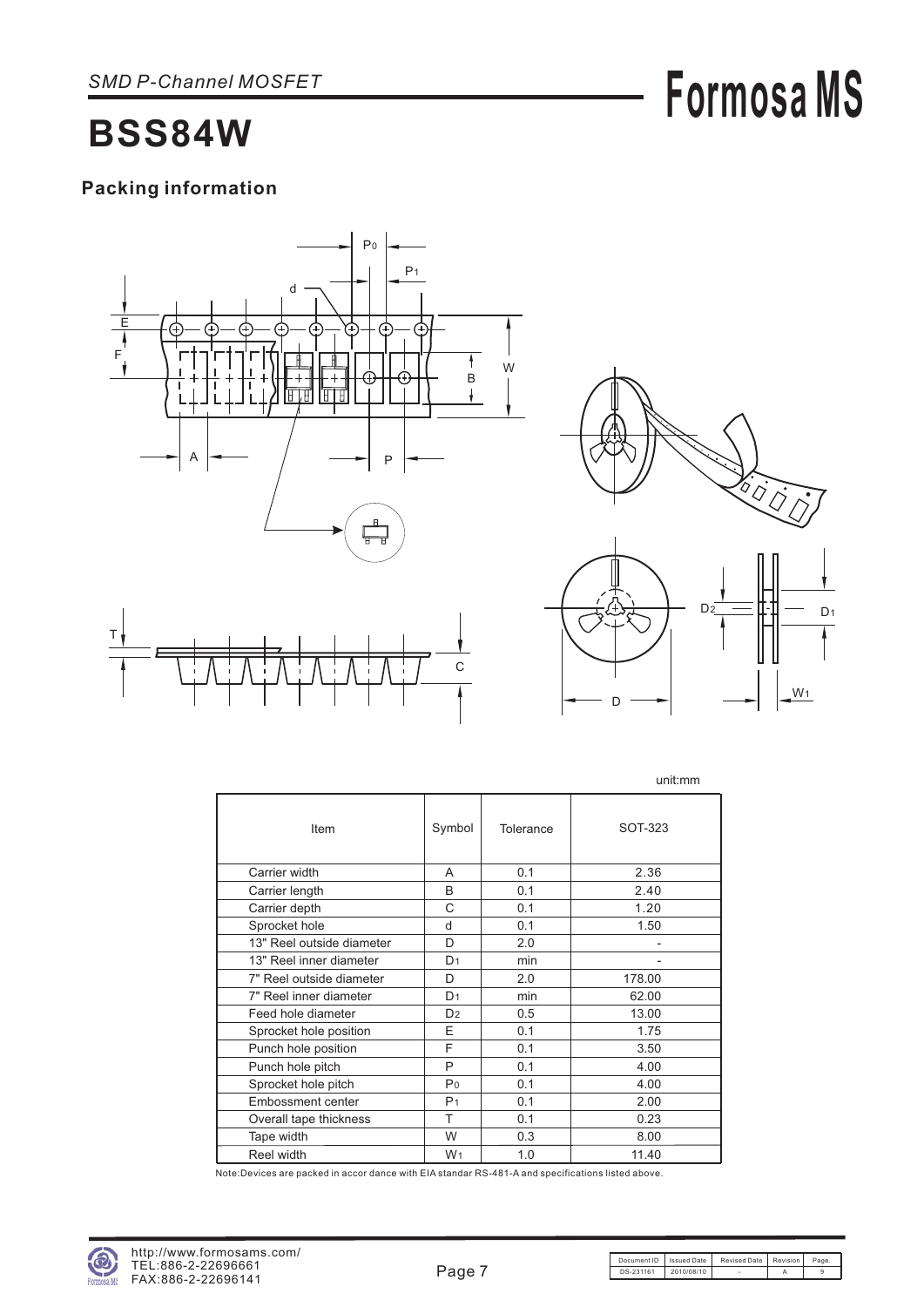*SMD P-Channel MOSFET*

# BSS84W

## Packing information

unit:mm

| Item | Symbol | Tolerance | SOT-323 |
|---|---|---|---|
| Carrier width | A | 0.1 | 2.36 |
| Carrier length | B | 0.1 | 2.40 |
| Carrier depth | C | 0.1 | 1.20 |
| Sprocket hole | d | 0.1 | 1.50 |
| 13" Reel outside diameter | D | 2.0 | - |
| 13" Reel inner diameter | $D_1$ | min | - |
| 7" Reel outside diameter | D | 2.0 | 178.00 |
| 7" Reel inner diameter | $D_1$ | min | 62.00 |
| Feed hole diameter | $D_2$ | 0.5 | 13.00 |
| Sprocket hole position | E | 0.1 | 1.75 |
| Punch hole position | F | 0.1 | 3.50 |
| Punch hole pitch | P | 0.1 | 4.00 |
| Sprocket hole pitch | $P_0$ | 0.1 | 4.00 |
| Embossment center | $P_1$ | 0.1 | 2.00 |
| Overall tape thickness | T | 0.1 | 0.23 |
| Tape width | W | 0.3 | 8.00 |
| Reel width | $W_1$ | 1.0 | 11.40 |

Note:Devices are packed in accor dance with EIA standar RS-481-A and specifications listed above.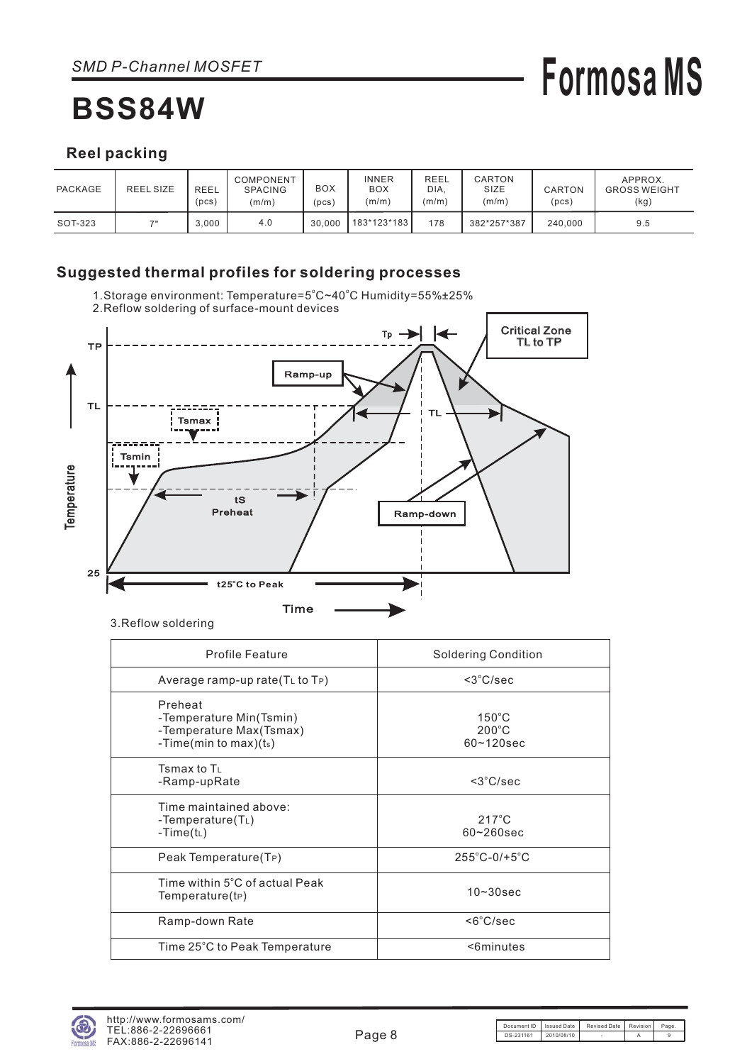*SMD P-Channel MOSFET*

# BSS84W

## Reel packing

| PACKAGE | REEL SIZE | REEL (pcs) | COMPONENT SPACING (m/m) | BOX (pcs) | INNER BOX (m/m) | REEL DIA. (m/m) | CARTON SIZE (m/m) | CARTON (pcs) | APPROX. GROSS WEIGHT (kg) |
|---|---|---|---|---|---|---|---|---|---|
| SOT-323 | 7" | 3,000 | 4.0 | 30,000 | 183*123*183 | 178 | 382*257*387 | 240,000 | 9.5 |

## Suggested thermal profiles for soldering processes

1. Storage environment: Temperature=5˚C~40˚C Humidity=55%±25%
2. Reflow soldering of surface-mount devices

3. Reflow soldering

| Profile Feature | Soldering Condition |
|---|---|
| Average ramp-up rate($T_L$ to $T_P$) | <3˚C/sec |
| Preheat<br>-Temperature Min(Tsmin)<br>-Temperature Max(Tsmax)<br>-Time(min to max)($t_s$) | <br>150˚C<br>200˚C<br>60~120sec |
| Tsmax to $T_L$<br>-Ramp-upRate | <br><3˚C/sec |
| Time maintained above:<br>-Temperature($T_L$)<br>-Time($t_L$) | <br>217˚C<br>60~260sec |
| Peak Temperature($T_P$) | 255˚C-0/+5˚C |
| Time within 5˚C of actual Peak Temperature($t_P$) | 10~30sec |
| Ramp-down Rate | <6˚C/sec |
| Time 25˚C to Peak Temperature | <6minutes |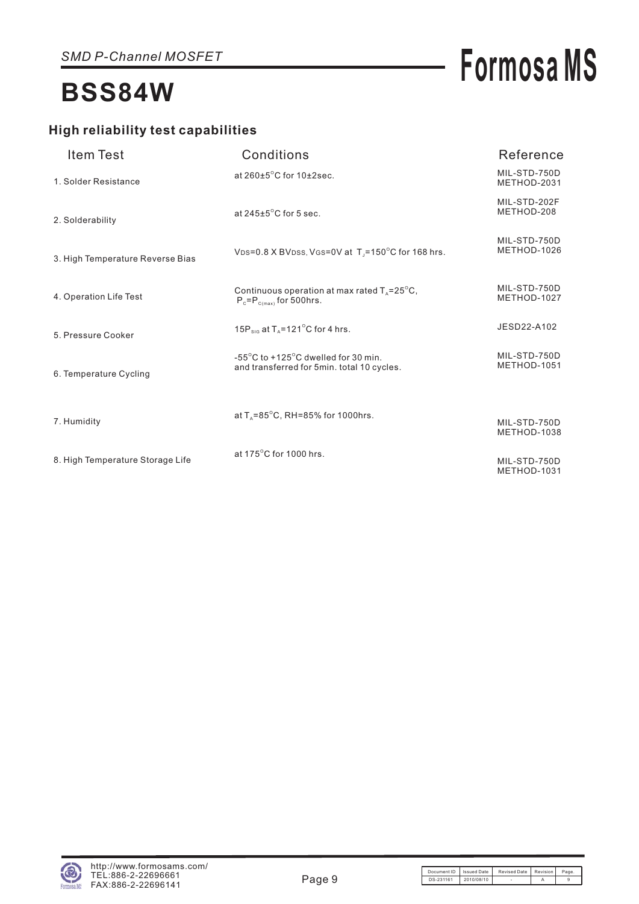*SMD P-Channel MOSFET*

# BSS84W

**Formosa MS**

## High reliability test capabilities

| Item Test | Conditions | Reference |
|---|---|---|
| 1. Solder Resistance | at 260±5°C for 10±2sec. | MIL-STD-750D METHOD-2031 |
| 2. Solderability | at 245±5°C for 5 sec. | MIL-STD-202F METHOD-208 |
| 3. High Temperature Reverse Bias | $V_{DS}$=0.8 X $BV_{DSS}$, $V_{GS}$=0V at $T_J$=150°C for 168 hrs. | MIL-STD-750D METHOD-1026 |
| 4. Operation Life Test | Continuous operation at max rated $T_A$=25°C, $P_C$=$P_{C(max)}$ for 500hrs. | MIL-STD-750D METHOD-1027 |
| 5. Pressure Cooker | 15$P_{SIG}$ at $T_A$=121°C for 4 hrs. | JESD22-A102 |
| 6. Temperature Cycling | -55°C to +125°C dwelled for 30 min. and transferred for 5min. total 10 cycles. | MIL-STD-750D METHOD-1051 |
| 7. Humidity | at $T_A$=85°C, RH=85% for 1000hrs. | MIL-STD-750D METHOD-1038 |
| 8. High Temperature Storage Life | at 175°C for 1000 hrs. | MIL-STD-750D METHOD-1031 |